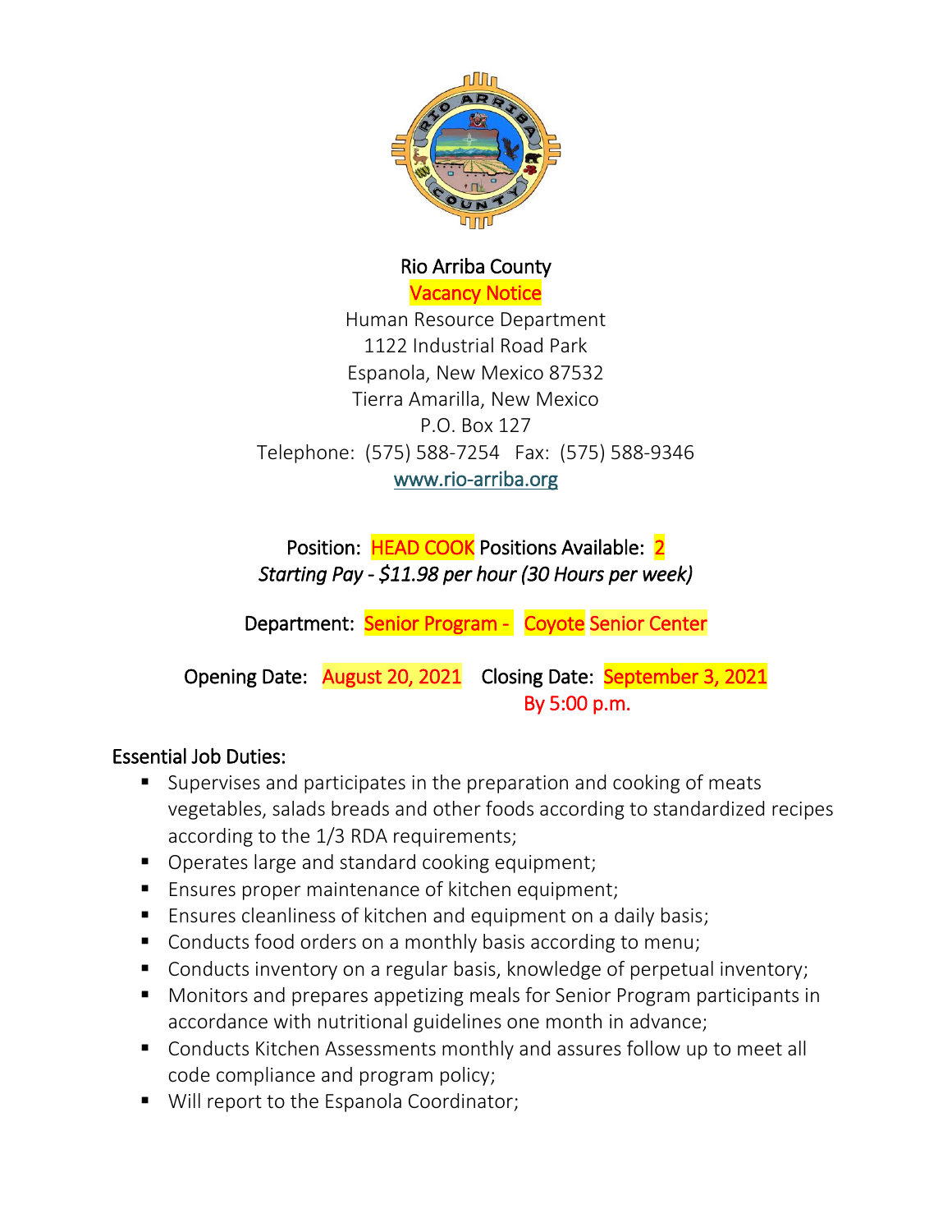Rio Arriba County

Vacancy Notice

Human Resource Department
1122 Industrial Road Park
Espanola, New Mexico 87532
Tierra Amarilla, New Mexico
P.O. Box 127
Telephone: (575) 588-7254 Fax: (575) 588-9346
www.rio-arriba.org

Position: HEAD COOK Positions Available: 2

*Starting Pay - $11.98 per hour (30 Hours per week)*

Department: Senior Program - Coyote Senior Center

Opening Date: August 20, 2021 Closing Date: September 3, 2021
By 5:00 p.m.

Essential Job Duties:

- Supervises and participates in the preparation and cooking of meats vegetables, salads breads and other foods according to standardized recipes according to the 1/3 RDA requirements;
- Operates large and standard cooking equipment;
- Ensures proper maintenance of kitchen equipment;
- Ensures cleanliness of kitchen and equipment on a daily basis;
- Conducts food orders on a monthly basis according to menu;
- Conducts inventory on a regular basis, knowledge of perpetual inventory;
- Monitors and prepares appetizing meals for Senior Program participants in accordance with nutritional guidelines one month in advance;
- Conducts Kitchen Assessments monthly and assures follow up to meet all code compliance and program policy;
- Will report to the Espanola Coordinator;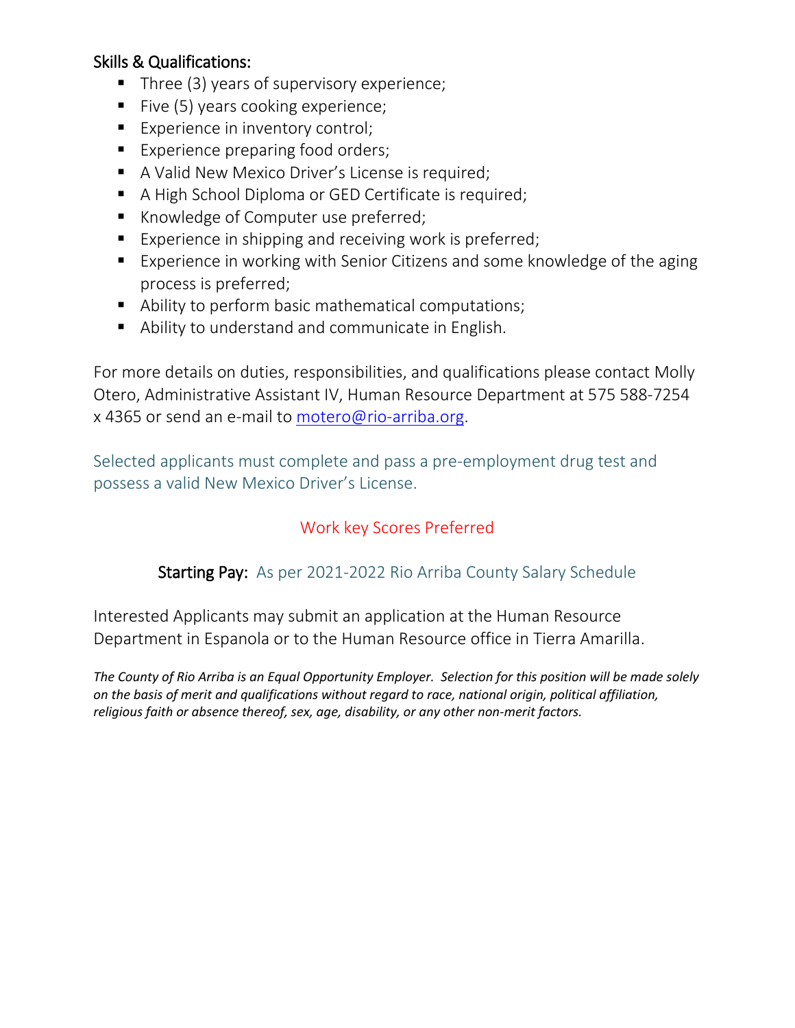## Skills & Qualifications:

- Three (3) years of supervisory experience;
- Five (5) years cooking experience;
- Experience in inventory control;
- Experience preparing food orders;
- A Valid New Mexico Driver's License is required;
- A High School Diploma or GED Certificate is required;
- Knowledge of Computer use preferred;
- Experience in shipping and receiving work is preferred;
- Experience in working with Senior Citizens and some knowledge of the aging process is preferred;
- Ability to perform basic mathematical computations;
- Ability to understand and communicate in English.

For more details on duties, responsibilities, and qualifications please contact Molly Otero, Administrative Assistant IV, Human Resource Department at 575 588-7254 x 4365 or send an e-mail to motero@rio-arriba.org.

Selected applicants must complete and pass a pre-employment drug test and possess a valid New Mexico Driver's License.

Work key Scores Preferred

**Starting Pay:** As per 2021-2022 Rio Arriba County Salary Schedule

Interested Applicants may submit an application at the Human Resource Department in Espanola or to the Human Resource office in Tierra Amarilla.

*The County of Rio Arriba is an Equal Opportunity Employer. Selection for this position will be made solely on the basis of merit and qualifications without regard to race, national origin, political affiliation, religious faith or absence thereof, sex, age, disability, or any other non-merit factors.*